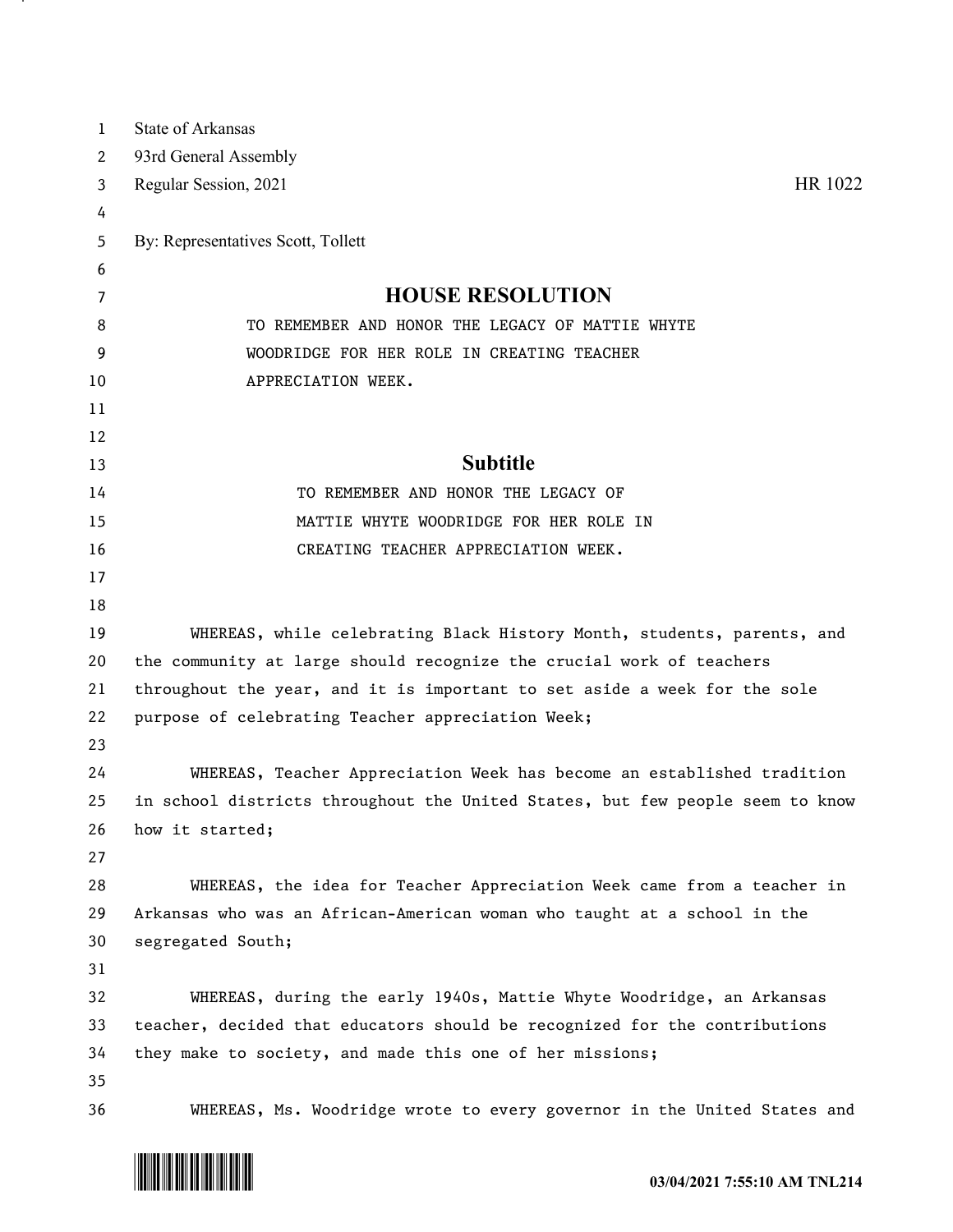State of Arkansas
93rd General Assembly
Regular Session, 2021 HR 1022

By: Representatives Scott, Tollett

# HOUSE RESOLUTION

TO REMEMBER AND HONOR THE LEGACY OF MATTIE WHYTE WOODRIDGE FOR HER ROLE IN CREATING TEACHER APPRECIATION WEEK.

## Subtitle

TO REMEMBER AND HONOR THE LEGACY OF MATTIE WHYTE WOODRIDGE FOR HER ROLE IN CREATING TEACHER APPRECIATION WEEK.

WHEREAS, while celebrating Black History Month, students, parents, and the community at large should recognize the crucial work of teachers throughout the year, and it is important to set aside a week for the sole purpose of celebrating Teacher appreciation Week;

WHEREAS, Teacher Appreciation Week has become an established tradition in school districts throughout the United States, but few people seem to know how it started;

WHEREAS, the idea for Teacher Appreciation Week came from a teacher in Arkansas who was an African-American woman who taught at a school in the segregated South;

WHEREAS, during the early 1940s, Mattie Whyte Woodridge, an Arkansas teacher, decided that educators should be recognized for the contributions they make to society, and made this one of her missions;

WHEREAS, Ms. Woodridge wrote to every governor in the United States and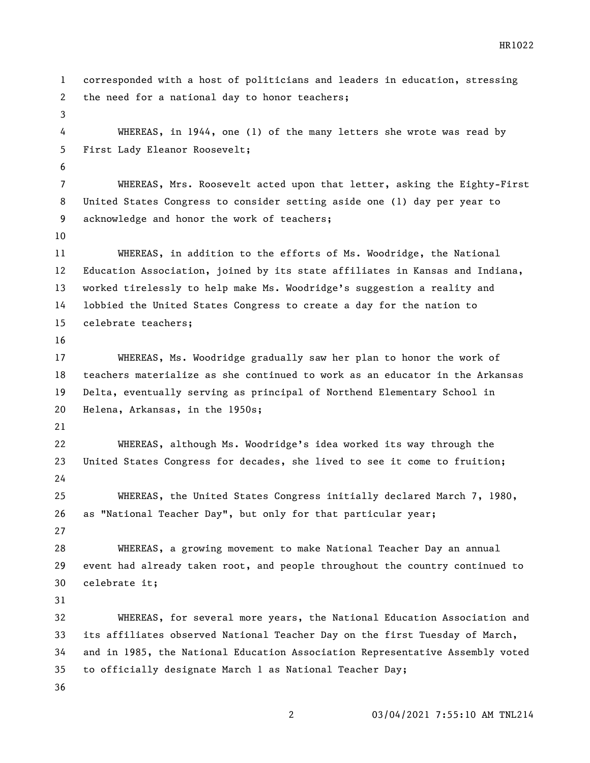corresponded with a host of politicians and leaders in education, stressing the need for a national day to honor teachers;

WHEREAS, in 1944, one (1) of the many letters she wrote was read by First Lady Eleanor Roosevelt;

WHEREAS, Mrs. Roosevelt acted upon that letter, asking the Eighty-First United States Congress to consider setting aside one (1) day per year to acknowledge and honor the work of teachers;

WHEREAS, in addition to the efforts of Ms. Woodridge, the National Education Association, joined by its state affiliates in Kansas and Indiana, worked tirelessly to help make Ms. Woodridge's suggestion a reality and lobbied the United States Congress to create a day for the nation to celebrate teachers;

WHEREAS, Ms. Woodridge gradually saw her plan to honor the work of teachers materialize as she continued to work as an educator in the Arkansas Delta, eventually serving as principal of Northend Elementary School in Helena, Arkansas, in the 1950s;

WHEREAS, although Ms. Woodridge's idea worked its way through the United States Congress for decades, she lived to see it come to fruition;

WHEREAS, the United States Congress initially declared March 7, 1980, as "National Teacher Day", but only for that particular year;

WHEREAS, a growing movement to make National Teacher Day an annual event had already taken root, and people throughout the country continued to celebrate it;

WHEREAS, for several more years, the National Education Association and its affiliates observed National Teacher Day on the first Tuesday of March, and in 1985, the National Education Association Representative Assembly voted to officially designate March 1 as National Teacher Day;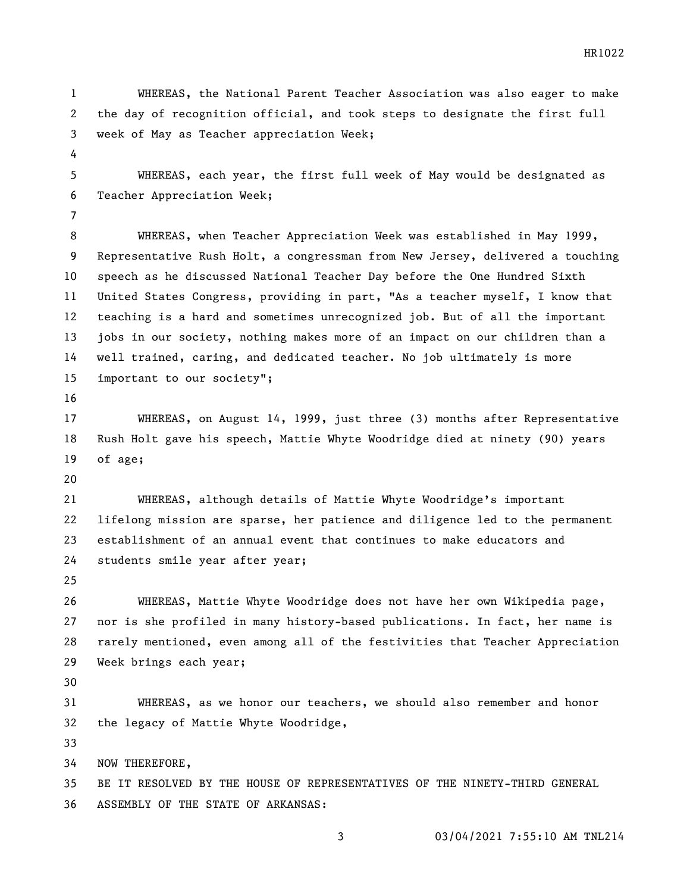WHEREAS, the National Parent Teacher Association was also eager to make the day of recognition official, and took steps to designate the first full week of May as Teacher appreciation Week;

WHEREAS, each year, the first full week of May would be designated as Teacher Appreciation Week;

WHEREAS, when Teacher Appreciation Week was established in May 1999, Representative Rush Holt, a congressman from New Jersey, delivered a touching speech as he discussed National Teacher Day before the One Hundred Sixth United States Congress, providing in part, "As a teacher myself, I know that teaching is a hard and sometimes unrecognized job. But of all the important jobs in our society, nothing makes more of an impact on our children than a well trained, caring, and dedicated teacher. No job ultimately is more important to our society";

WHEREAS, on August 14, 1999, just three (3) months after Representative Rush Holt gave his speech, Mattie Whyte Woodridge died at ninety (90) years of age;

WHEREAS, although details of Mattie Whyte Woodridge's important lifelong mission are sparse, her patience and diligence led to the permanent establishment of an annual event that continues to make educators and students smile year after year;

WHEREAS, Mattie Whyte Woodridge does not have her own Wikipedia page, nor is she profiled in many history-based publications. In fact, her name is rarely mentioned, even among all of the festivities that Teacher Appreciation Week brings each year;

WHEREAS, as we honor our teachers, we should also remember and honor the legacy of Mattie Whyte Woodridge,

NOW THEREFORE,
BE IT RESOLVED BY THE HOUSE OF REPRESENTATIVES OF THE NINETY-THIRD GENERAL ASSEMBLY OF THE STATE OF ARKANSAS: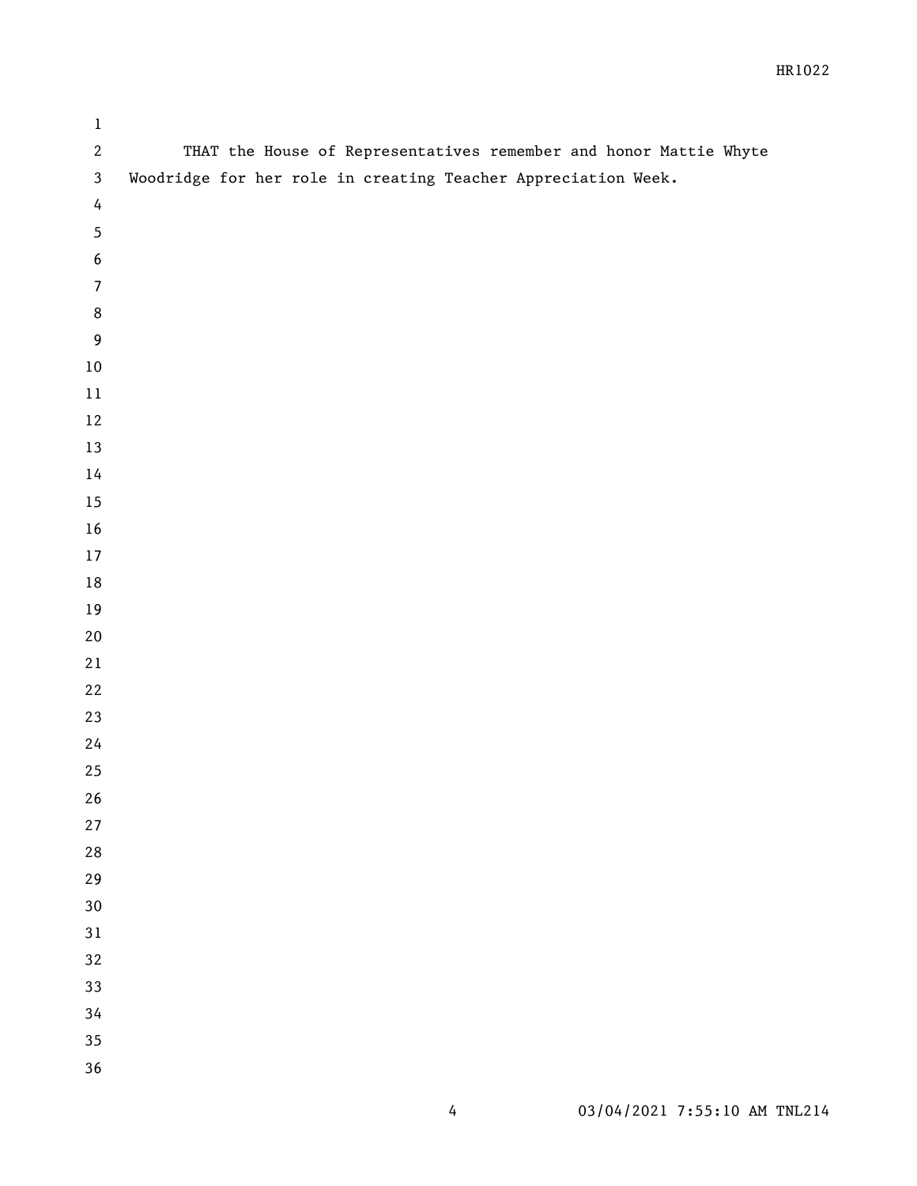THAT the House of Representatives remember and honor Mattie Whyte Woodridge for her role in creating Teacher Appreciation Week.